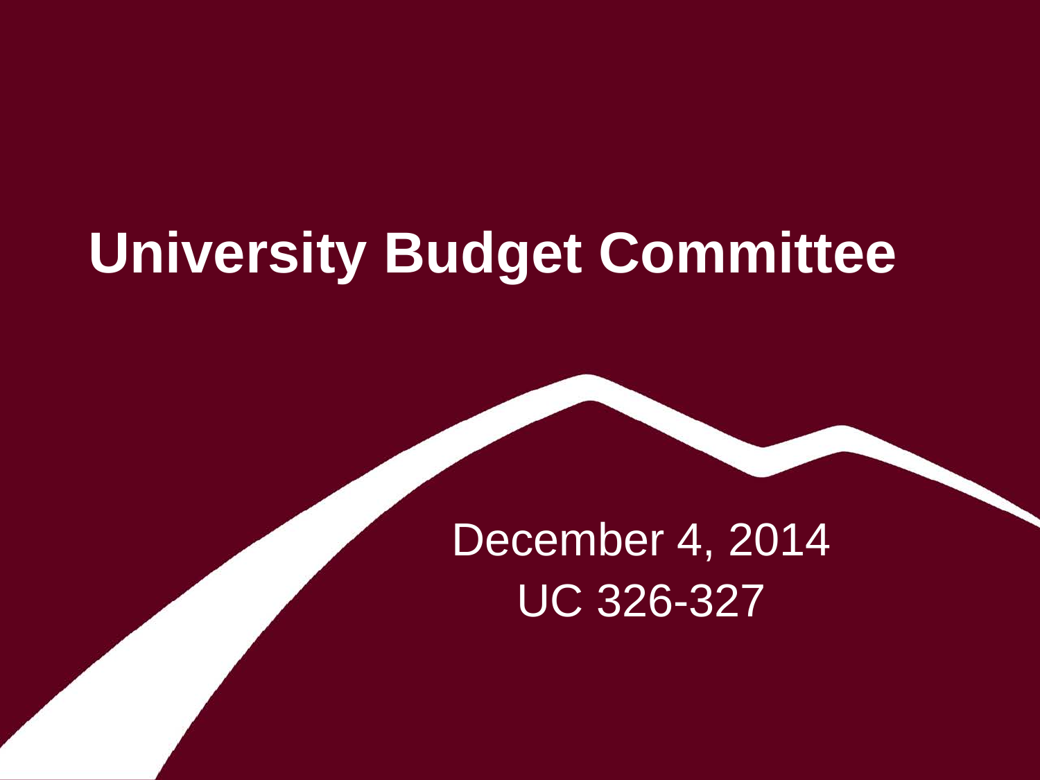# University Budget Committee

December 4, 2014

UC 326-327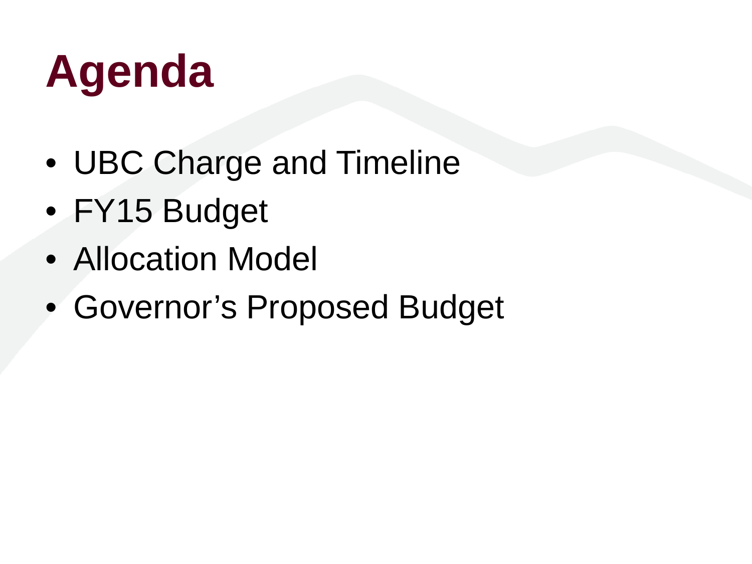# Agenda

- UBC Charge and Timeline
- FY15 Budget
- Allocation Model
- Governor’s Proposed Budget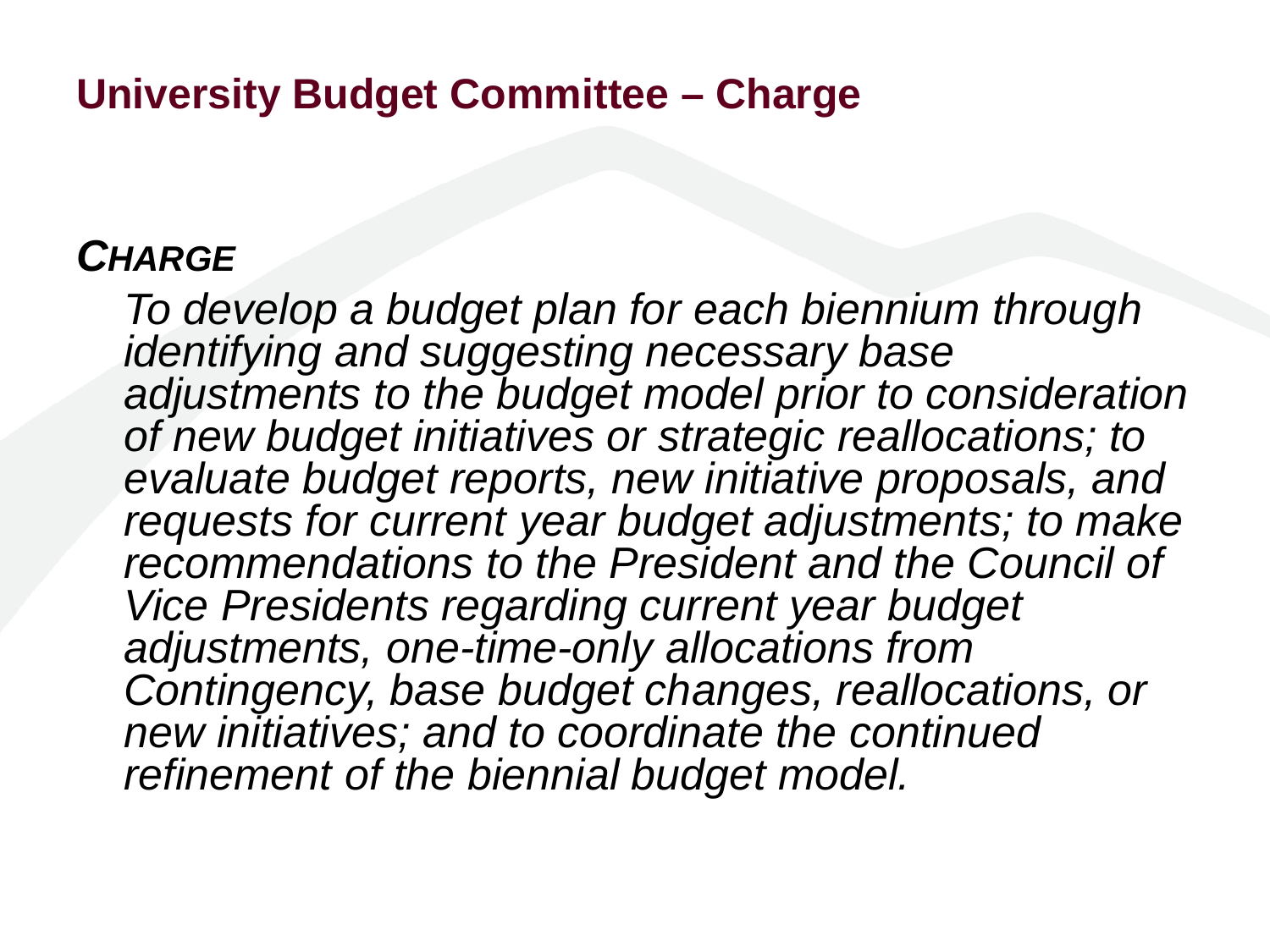# University Budget Committee – Charge

***CHARGE***

*To develop a budget plan for each biennium through identifying and suggesting necessary base adjustments to the budget model prior to consideration of new budget initiatives or strategic reallocations; to evaluate budget reports, new initiative proposals, and requests for current year budget adjustments; to make recommendations to the President and the Council of Vice Presidents regarding current year budget adjustments, one-time-only allocations from Contingency, base budget changes, reallocations, or new initiatives; and to coordinate the continued refinement of the biennial budget model.*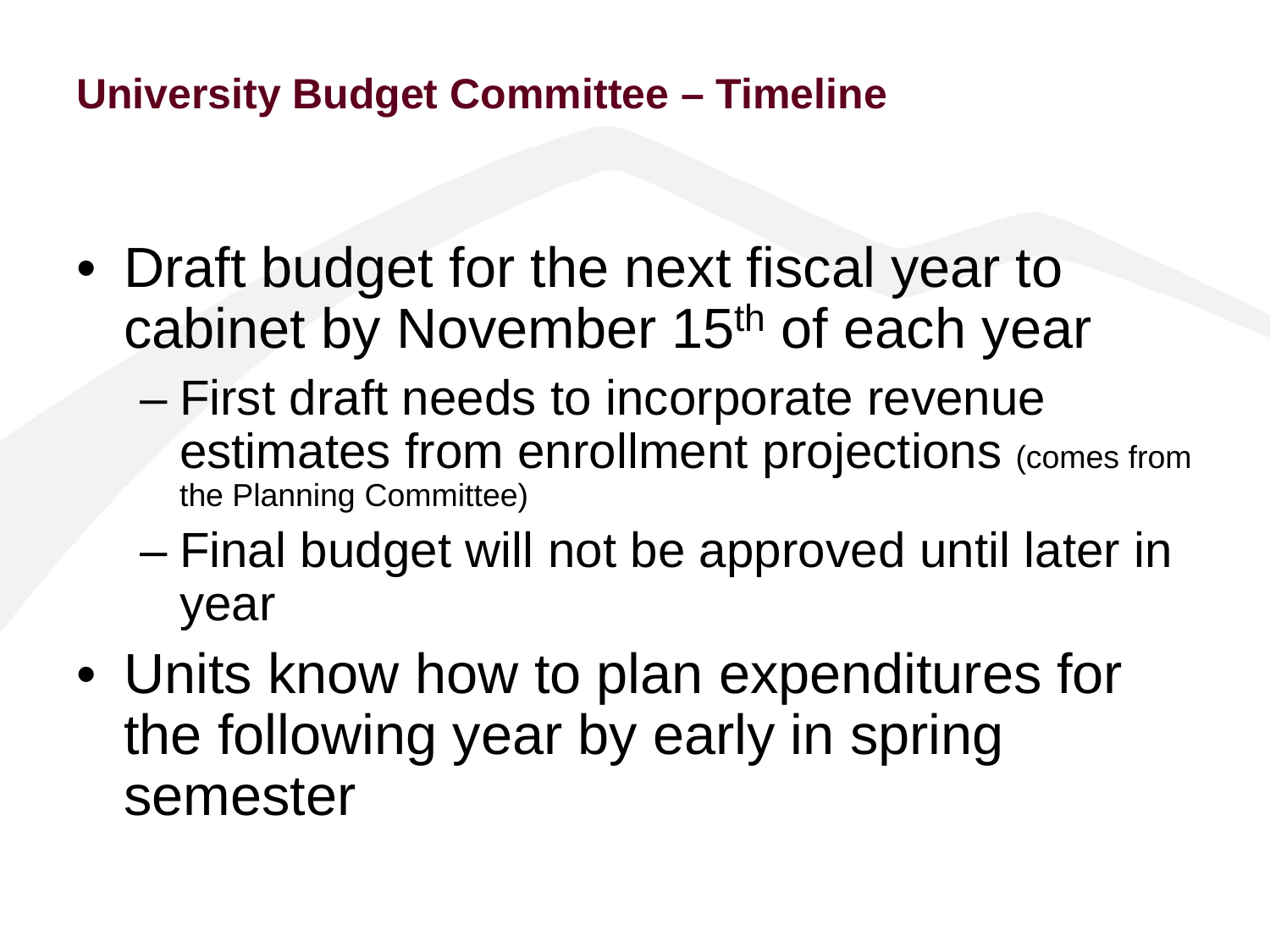## University Budget Committee – Timeline

- Draft budget for the next fiscal year to cabinet by November 15th of each year
  - First draft needs to incorporate revenue estimates from enrollment projections (comes from the Planning Committee)
  - Final budget will not be approved until later in year
- Units know how to plan expenditures for the following year by early in spring semester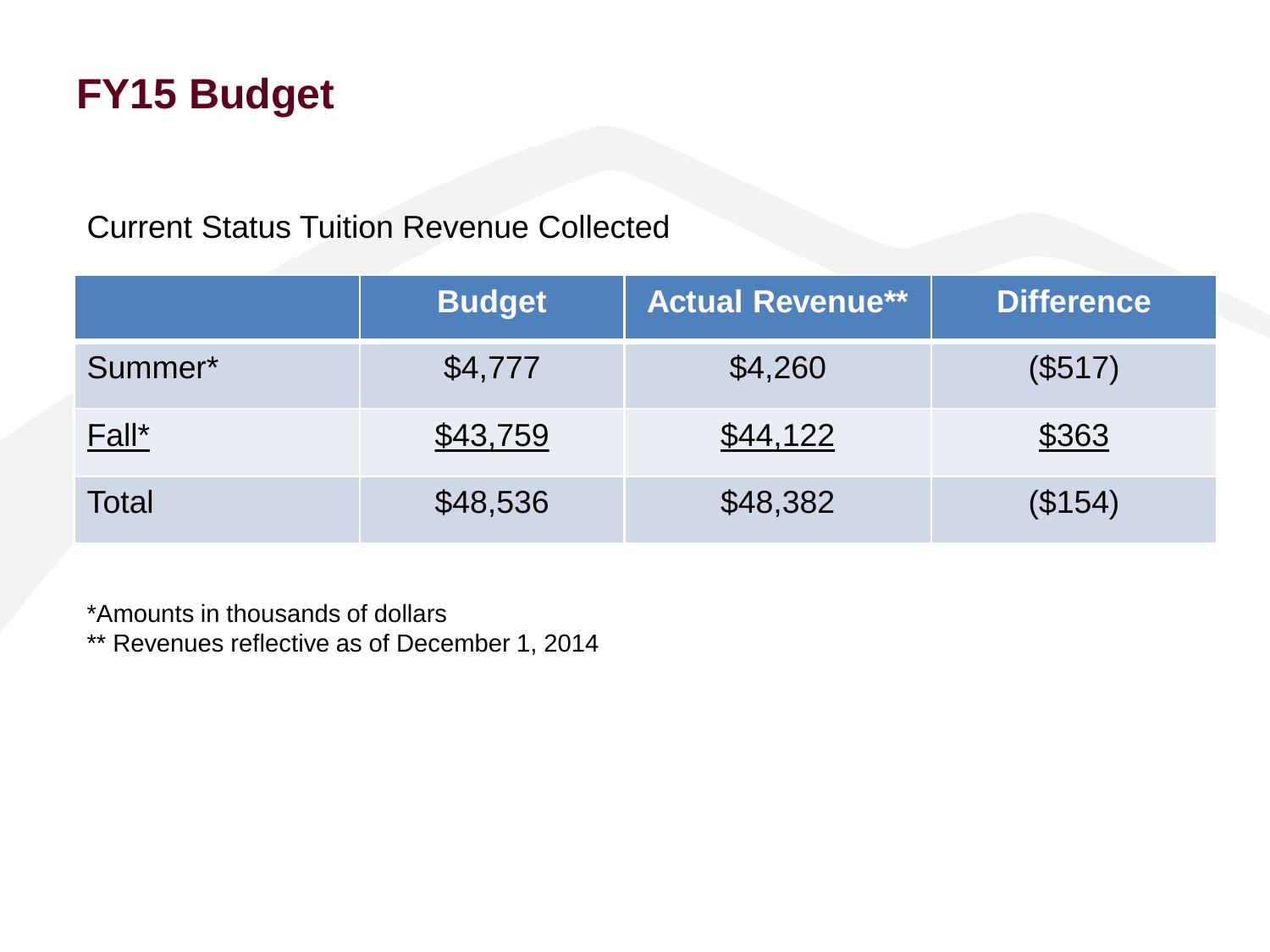# FY15 Budget

Current Status Tuition Revenue Collected

| | Budget | Actual Revenue** | Difference |
|---|---|---|---|
| Summer* | $4,777 | $4,260 | ($517) |
| Fall* | $43,759 | $44,122 | $363 |
| Total | $48,536 | $48,382 | ($154) |

*Amounts in thousands of dollars
** Revenues reflective as of December 1, 2014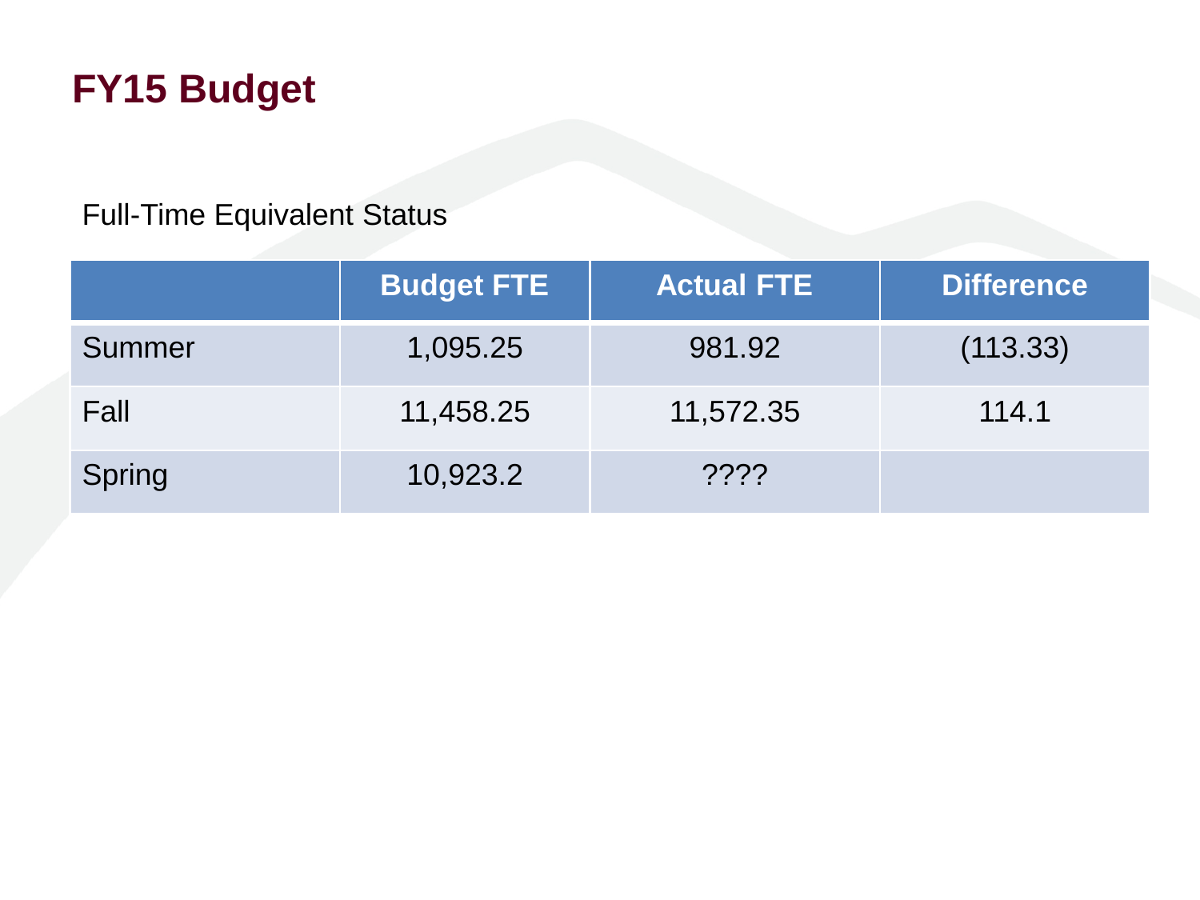# FY15 Budget

Full-Time Equivalent Status

| | Budget FTE | Actual FTE | Difference |
|---|---|---|---|
| Summer | 1,095.25 | 981.92 | (113.33) |
| Fall | 11,458.25 | 11,572.35 | 114.1 |
| Spring | 10,923.2 | ???? | |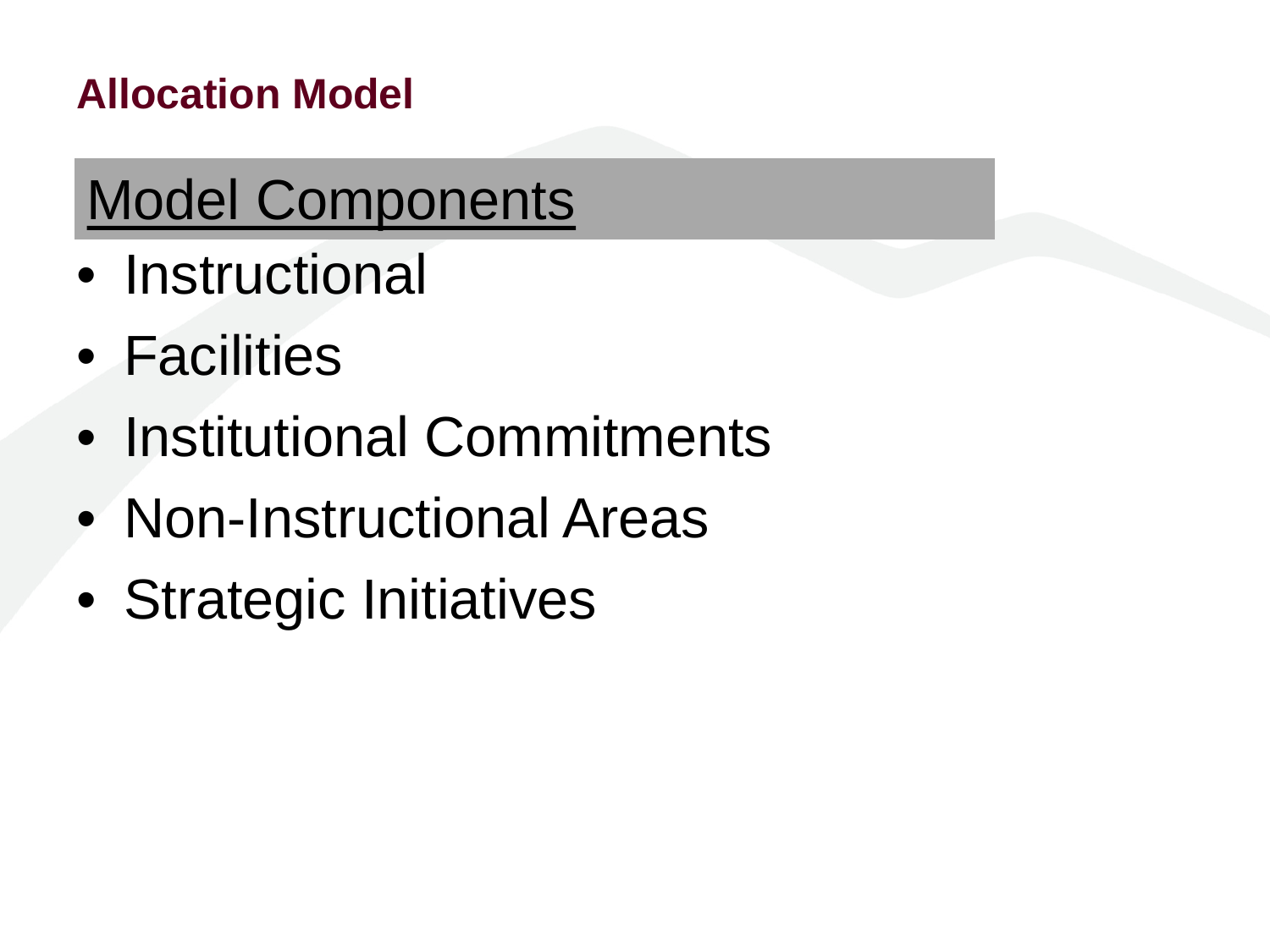**Allocation Model**

## Model Components

- Instructional
- Facilities
- Institutional Commitments
- Non-Instructional Areas
- Strategic Initiatives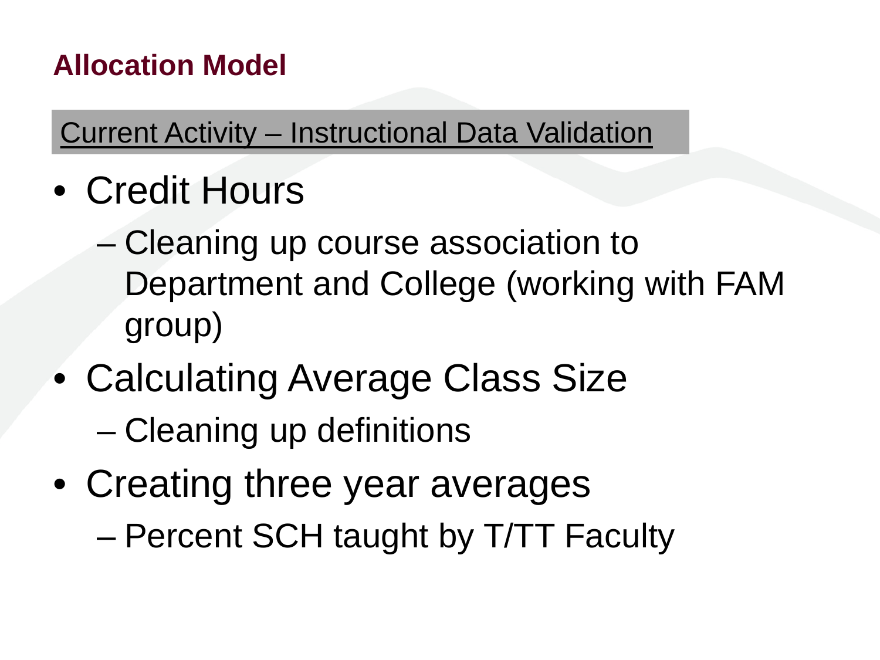## Allocation Model

Current Activity – Instructional Data Validation

- Credit Hours
  - Cleaning up course association to Department and College (working with FAM group)
- Calculating Average Class Size
  - Cleaning up definitions
- Creating three year averages
  - Percent SCH taught by T/TT Faculty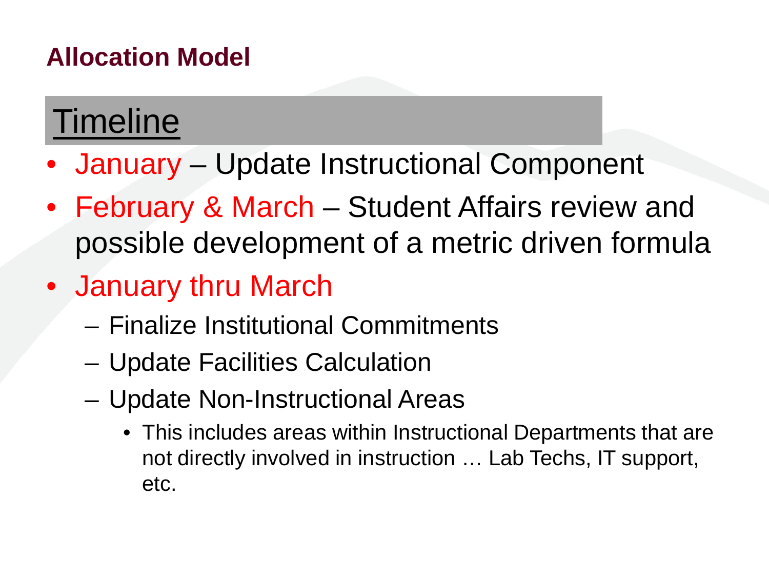## Allocation Model

### Timeline

- January – Update Instructional Component
- February & March – Student Affairs review and possible development of a metric driven formula
- January thru March
  - Finalize Institutional Commitments
  - Update Facilities Calculation
  - Update Non-Instructional Areas
    - This includes areas within Instructional Departments that are not directly involved in instruction … Lab Techs, IT support, etc.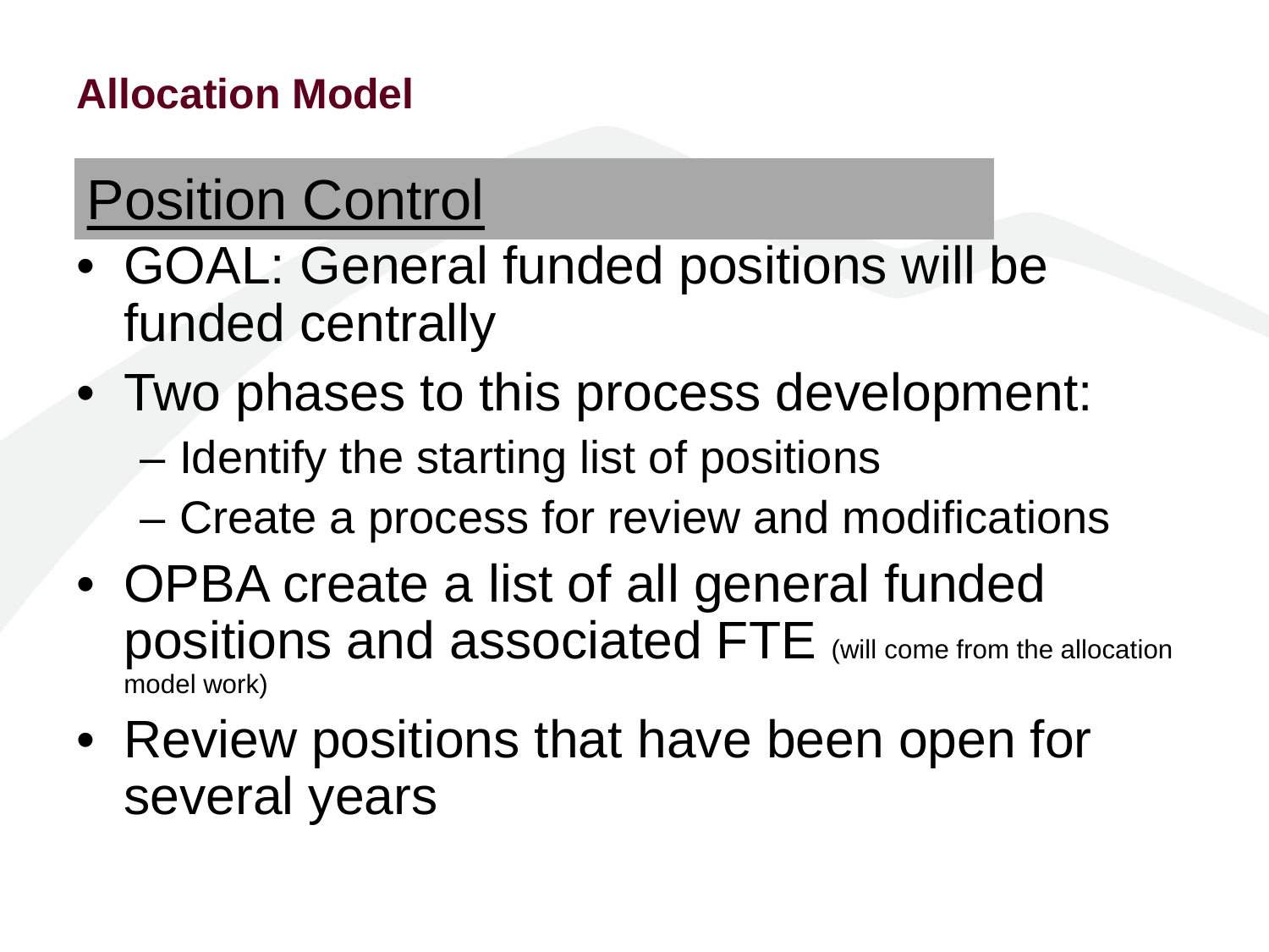## Allocation Model

### Position Control

- GOAL: General funded positions will be funded centrally
- Two phases to this process development:
  - Identify the starting list of positions
  - Create a process for review and modifications
- OPBA create a list of all general funded positions and associated FTE (will come from the allocation model work)
- Review positions that have been open for several years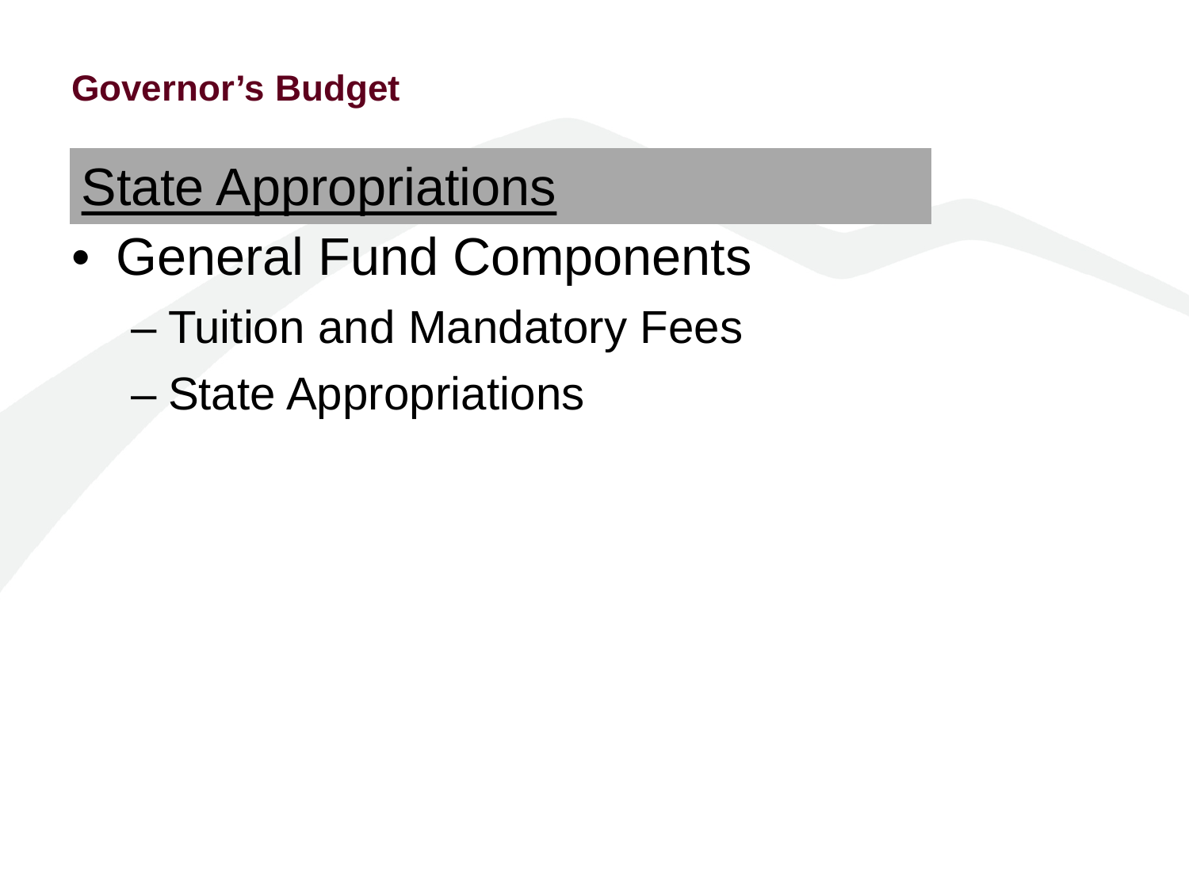**Governor's Budget**

# State Appropriations

- General Fund Components
  - Tuition and Mandatory Fees
  - State Appropriations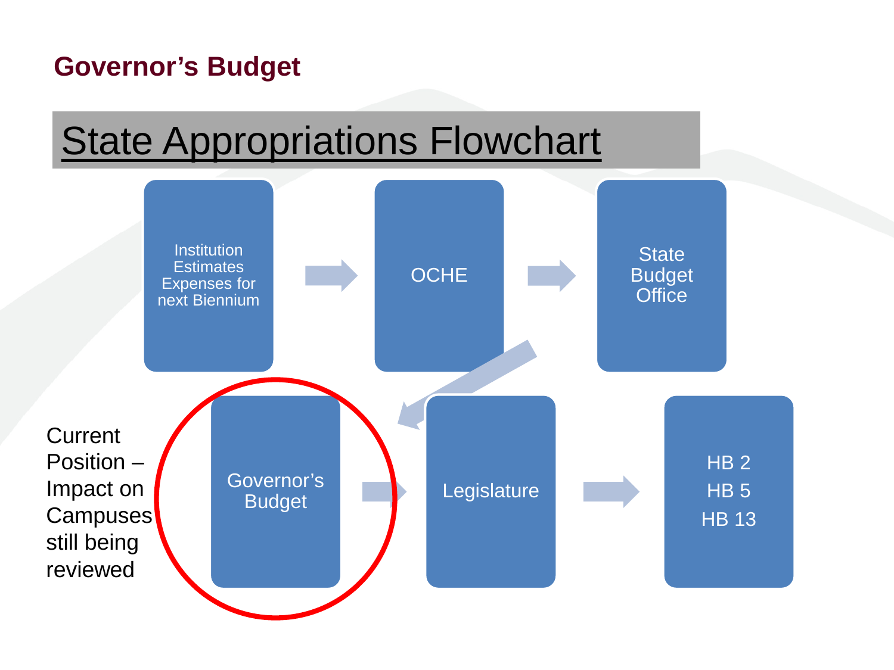## Governor's Budget

# State Appropriations Flowchart

Institution Estimates Expenses for next Biennium → OCHE → State Budget Office → Governor's Budget → Legislature → HB 2, HB 5, HB 13

Current Position – Impact on Campuses still being reviewed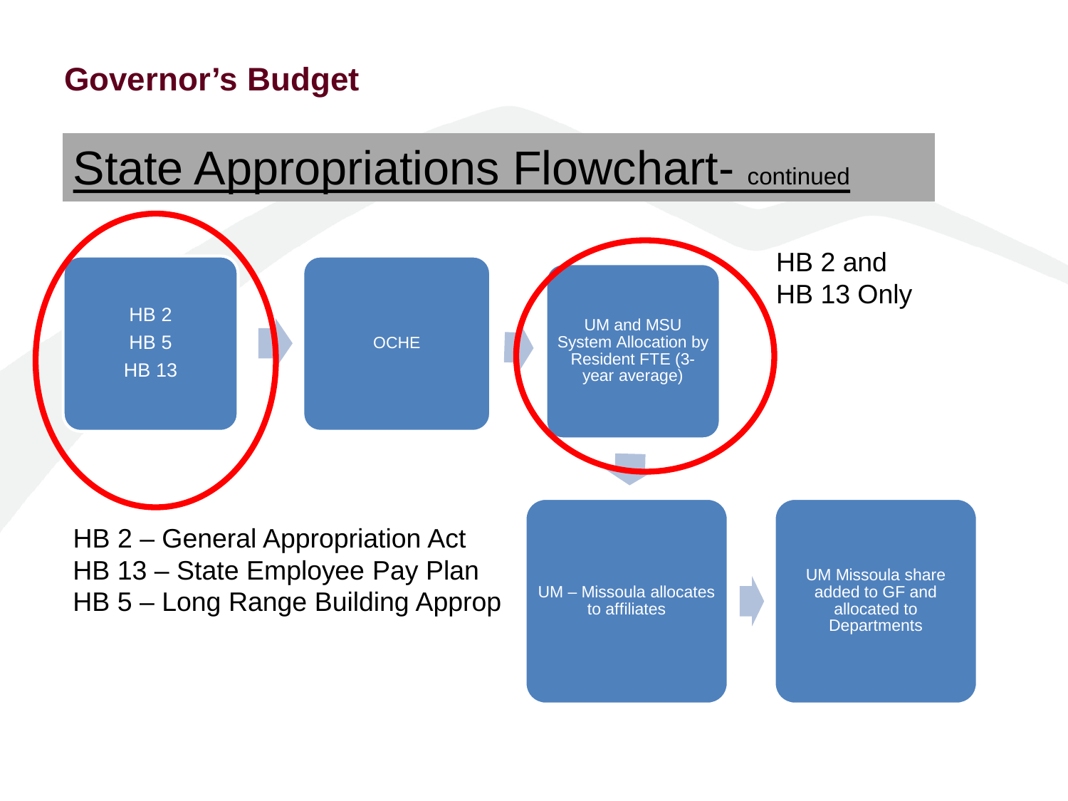## Governor's Budget

# State Appropriations Flowchart- continued

HB 2
HB 5
HB 13

→ OCHE

→ UM and MSU System Allocation by Resident FTE (3-year average)

HB 2 and HB 13 Only

→ UM – Missoula allocates to affiliates

→ UM Missoula share added to GF and allocated to Departments

HB 2 – General Appropriation Act
HB 13 – State Employee Pay Plan
HB 5 – Long Range Building Approp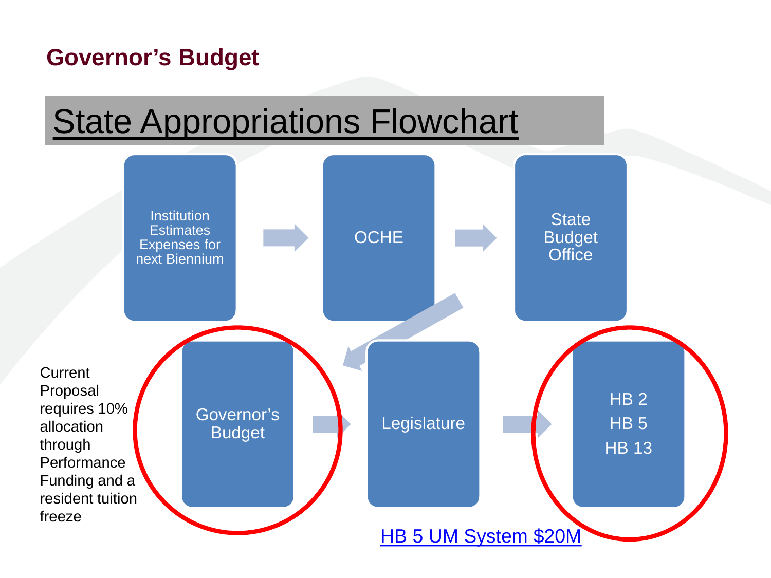## Governor's Budget

# State Appropriations Flowchart

Institution Estimates Expenses for next Biennium → OCHE → State Budget Office → Governor's Budget → Legislature → HB 2, HB 5, HB 13

Current Proposal requires 10% allocation through Performance Funding and a resident tuition freeze

HB 5 UM System $20M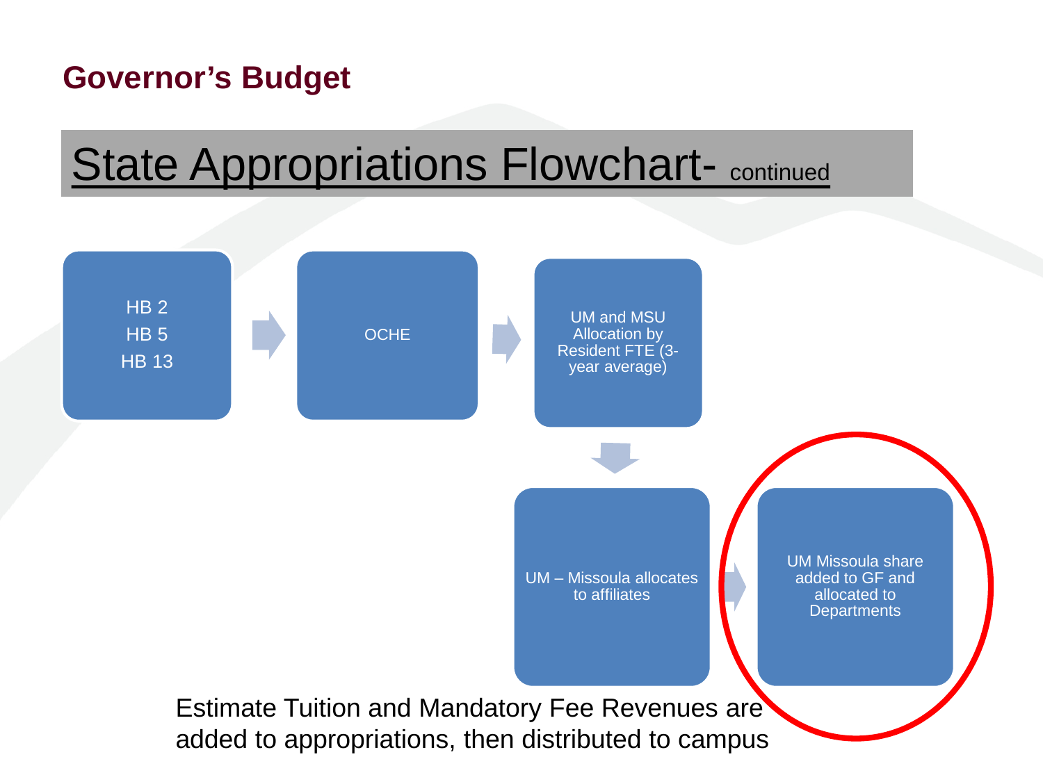## Governor's Budget

# State Appropriations Flowchart- continued

HB 2
HB 5
HB 13

OCHE

UM and MSU Allocation by Resident FTE (3-year average)

UM – Missoula allocates to affiliates

UM Missoula share added to GF and allocated to Departments

Estimate Tuition and Mandatory Fee Revenues are added to appropriations, then distributed to campus